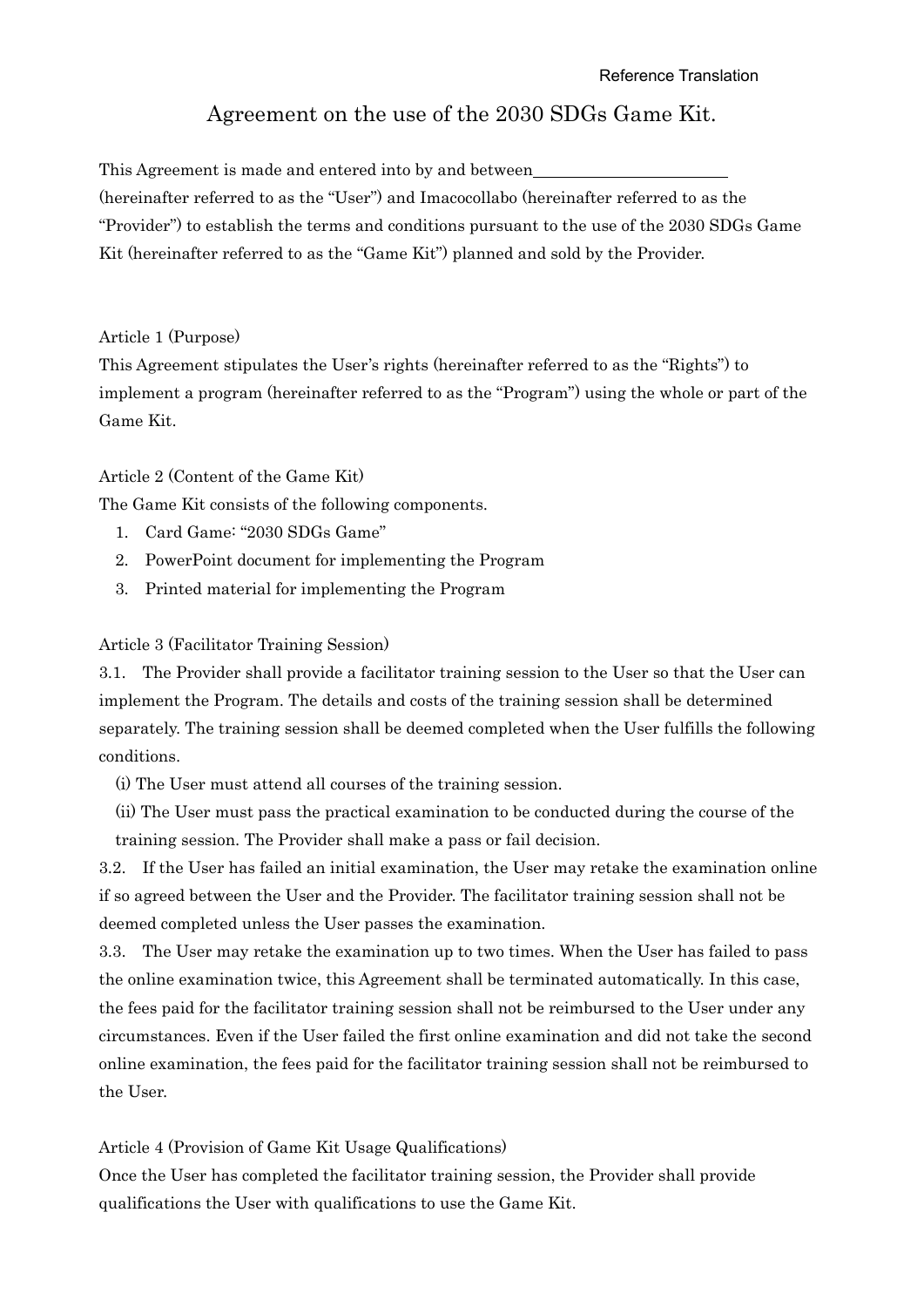Reference Translation

# Agreement on the use of the 2030 SDGs Game Kit.

This Agreement is made and entered into by and between________________________ (hereinafter referred to as the "User") and Imacocollabo (hereinafter referred to as the "Provider") to establish the terms and conditions pursuant to the use of the 2030 SDGs Game Kit (hereinafter referred to as the "Game Kit") planned and sold by the Provider.

Article 1 (Purpose)

This Agreement stipulates the User's rights (hereinafter referred to as the "Rights") to implement a program (hereinafter referred to as the "Program") using the whole or part of the Game Kit.

Article 2 (Content of the Game Kit)

The Game Kit consists of the following components.

1. Card Game: "2030 SDGs Game"
2. PowerPoint document for implementing the Program
3. Printed material for implementing the Program

Article 3 (Facilitator Training Session)

3.1. The Provider shall provide a facilitator training session to the User so that the User can implement the Program. The details and costs of the training session shall be determined separately. The training session shall be deemed completed when the User fulfills the following conditions.

(i) The User must attend all courses of the training session.

(ii) The User must pass the practical examination to be conducted during the course of the training session. The Provider shall make a pass or fail decision.

3.2. If the User has failed an initial examination, the User may retake the examination online if so agreed between the User and the Provider. The facilitator training session shall not be deemed completed unless the User passes the examination.

3.3. The User may retake the examination up to two times. When the User has failed to pass the online examination twice, this Agreement shall be terminated automatically. In this case, the fees paid for the facilitator training session shall not be reimbursed to the User under any circumstances. Even if the User failed the first online examination and did not take the second online examination, the fees paid for the facilitator training session shall not be reimbursed to the User.

Article 4 (Provision of Game Kit Usage Qualifications)

Once the User has completed the facilitator training session, the Provider shall provide qualifications the User with qualifications to use the Game Kit.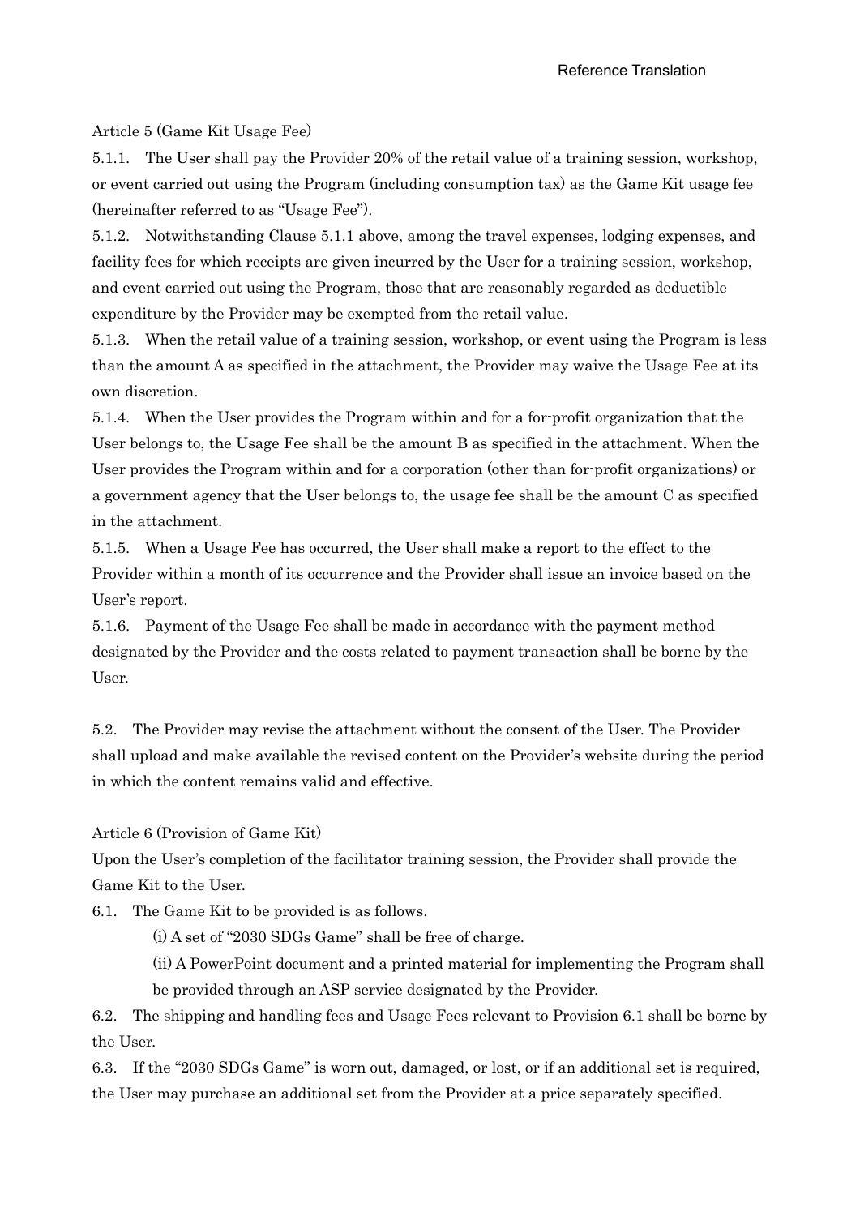Reference Translation

Article 5 (Game Kit Usage Fee)

5.1.1. The User shall pay the Provider 20% of the retail value of a training session, workshop, or event carried out using the Program (including consumption tax) as the Game Kit usage fee (hereinafter referred to as "Usage Fee").

5.1.2. Notwithstanding Clause 5.1.1 above, among the travel expenses, lodging expenses, and facility fees for which receipts are given incurred by the User for a training session, workshop, and event carried out using the Program, those that are reasonably regarded as deductible expenditure by the Provider may be exempted from the retail value.

5.1.3. When the retail value of a training session, workshop, or event using the Program is less than the amount A as specified in the attachment, the Provider may waive the Usage Fee at its own discretion.

5.1.4. When the User provides the Program within and for a for-profit organization that the User belongs to, the Usage Fee shall be the amount B as specified in the attachment. When the User provides the Program within and for a corporation (other than for-profit organizations) or a government agency that the User belongs to, the usage fee shall be the amount C as specified in the attachment.

5.1.5. When a Usage Fee has occurred, the User shall make a report to the effect to the Provider within a month of its occurrence and the Provider shall issue an invoice based on the User's report.

5.1.6. Payment of the Usage Fee shall be made in accordance with the payment method designated by the Provider and the costs related to payment transaction shall be borne by the User.

5.2. The Provider may revise the attachment without the consent of the User. The Provider shall upload and make available the revised content on the Provider's website during the period in which the content remains valid and effective.

Article 6 (Provision of Game Kit)

Upon the User's completion of the facilitator training session, the Provider shall provide the Game Kit to the User.

6.1. The Game Kit to be provided is as follows.

(i) A set of "2030 SDGs Game" shall be free of charge.

(ii) A PowerPoint document and a printed material for implementing the Program shall be provided through an ASP service designated by the Provider.

6.2. The shipping and handling fees and Usage Fees relevant to Provision 6.1 shall be borne by the User.

6.3. If the "2030 SDGs Game" is worn out, damaged, or lost, or if an additional set is required, the User may purchase an additional set from the Provider at a price separately specified.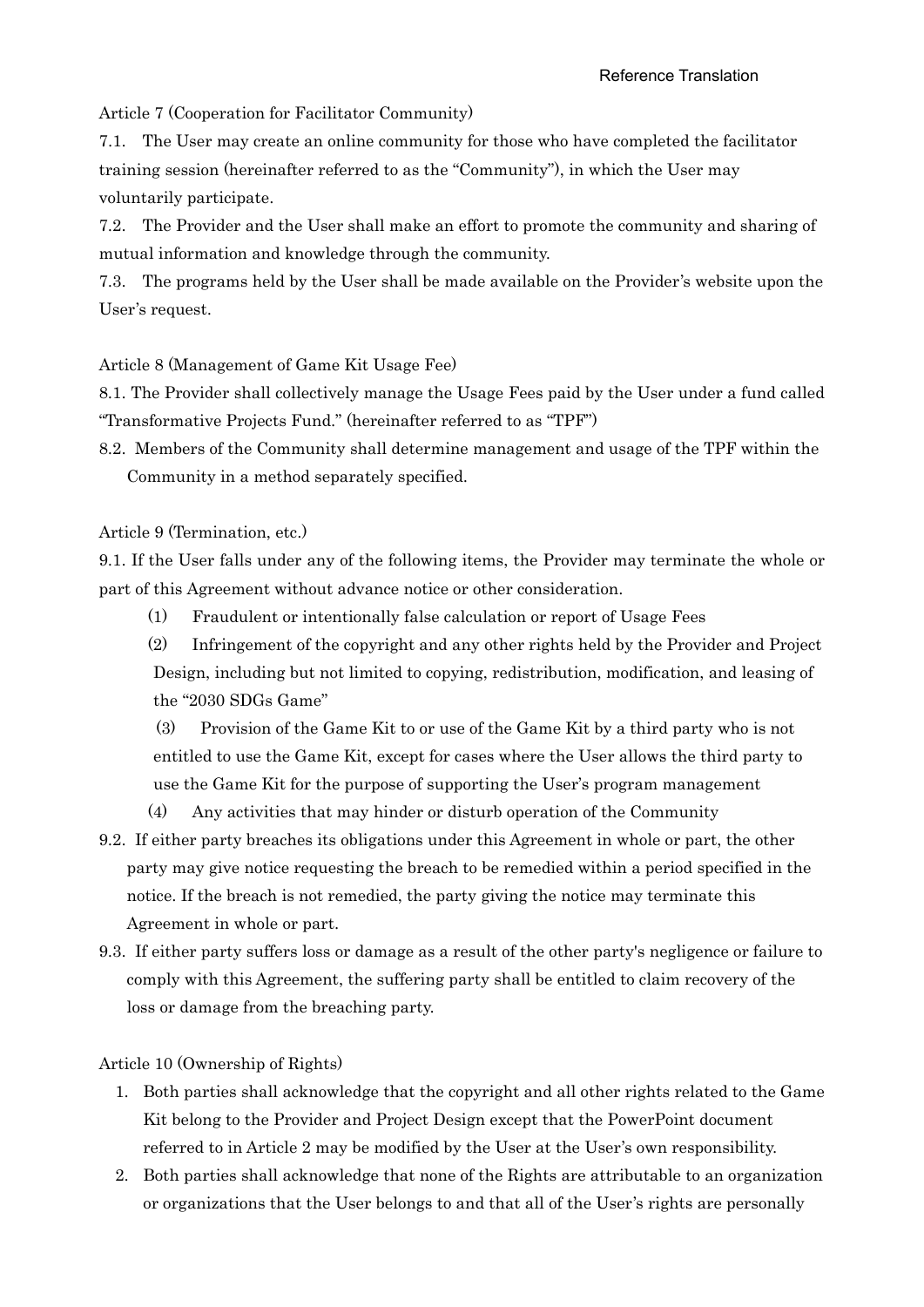Article 7 (Cooperation for Facilitator Community)

7.1. The User may create an online community for those who have completed the facilitator training session (hereinafter referred to as the "Community"), in which the User may voluntarily participate.

7.2. The Provider and the User shall make an effort to promote the community and sharing of mutual information and knowledge through the community.

7.3. The programs held by the User shall be made available on the Provider's website upon the User's request.

Article 8 (Management of Game Kit Usage Fee)

8.1. The Provider shall collectively manage the Usage Fees paid by the User under a fund called "Transformative Projects Fund." (hereinafter referred to as "TPF")

8.2. Members of the Community shall determine management and usage of the TPF within the Community in a method separately specified.

Article 9 (Termination, etc.)

9.1. If the User falls under any of the following items, the Provider may terminate the whole or part of this Agreement without advance notice or other consideration.

(1) Fraudulent or intentionally false calculation or report of Usage Fees

(2) Infringement of the copyright and any other rights held by the Provider and Project Design, including but not limited to copying, redistribution, modification, and leasing of the "2030 SDGs Game"

(3) Provision of the Game Kit to or use of the Game Kit by a third party who is not entitled to use the Game Kit, except for cases where the User allows the third party to use the Game Kit for the purpose of supporting the User's program management

(4) Any activities that may hinder or disturb operation of the Community

9.2. If either party breaches its obligations under this Agreement in whole or part, the other party may give notice requesting the breach to be remedied within a period specified in the notice. If the breach is not remedied, the party giving the notice may terminate this Agreement in whole or part.

9.3. If either party suffers loss or damage as a result of the other party's negligence or failure to comply with this Agreement, the suffering party shall be entitled to claim recovery of the loss or damage from the breaching party.

Article 10 (Ownership of Rights)

1. Both parties shall acknowledge that the copyright and all other rights related to the Game Kit belong to the Provider and Project Design except that the PowerPoint document referred to in Article 2 may be modified by the User at the User's own responsibility.
2. Both parties shall acknowledge that none of the Rights are attributable to an organization or organizations that the User belongs to and that all of the User's rights are personally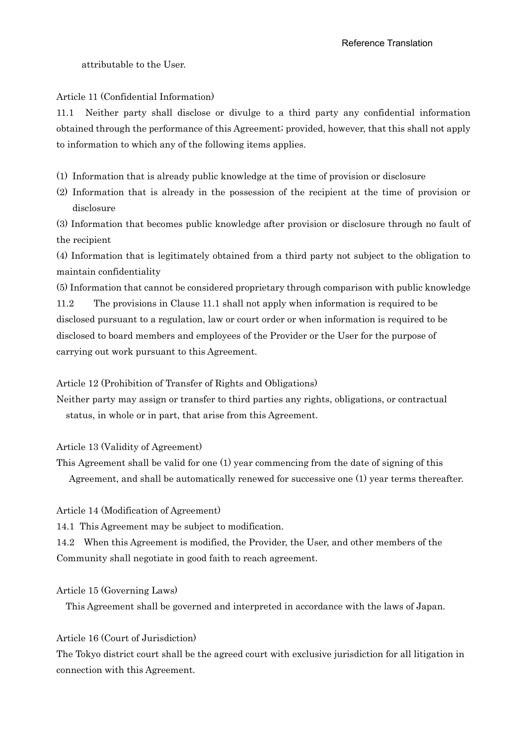attributable to the User.

Article 11 (Confidential Information)

11.1 Neither party shall disclose or divulge to a third party any confidential information obtained through the performance of this Agreement; provided, however, that this shall not apply to information to which any of the following items applies.

(1) Information that is already public knowledge at the time of provision or disclosure

(2) Information that is already in the possession of the recipient at the time of provision or disclosure

(3) Information that becomes public knowledge after provision or disclosure through no fault of the recipient

(4) Information that is legitimately obtained from a third party not subject to the obligation to maintain confidentiality

(5) Information that cannot be considered proprietary through comparison with public knowledge

11.2 The provisions in Clause 11.1 shall not apply when information is required to be disclosed pursuant to a regulation, law or court order or when information is required to be disclosed to board members and employees of the Provider or the User for the purpose of carrying out work pursuant to this Agreement.

Article 12 (Prohibition of Transfer of Rights and Obligations)

Neither party may assign or transfer to third parties any rights, obligations, or contractual status, in whole or in part, that arise from this Agreement.

Article 13 (Validity of Agreement)

This Agreement shall be valid for one (1) year commencing from the date of signing of this Agreement, and shall be automatically renewed for successive one (1) year terms thereafter.

Article 14 (Modification of Agreement)

14.1 This Agreement may be subject to modification.

14.2 When this Agreement is modified, the Provider, the User, and other members of the Community shall negotiate in good faith to reach agreement.

Article 15 (Governing Laws)

This Agreement shall be governed and interpreted in accordance with the laws of Japan.

Article 16 (Court of Jurisdiction)

The Tokyo district court shall be the agreed court with exclusive jurisdiction for all litigation in connection with this Agreement.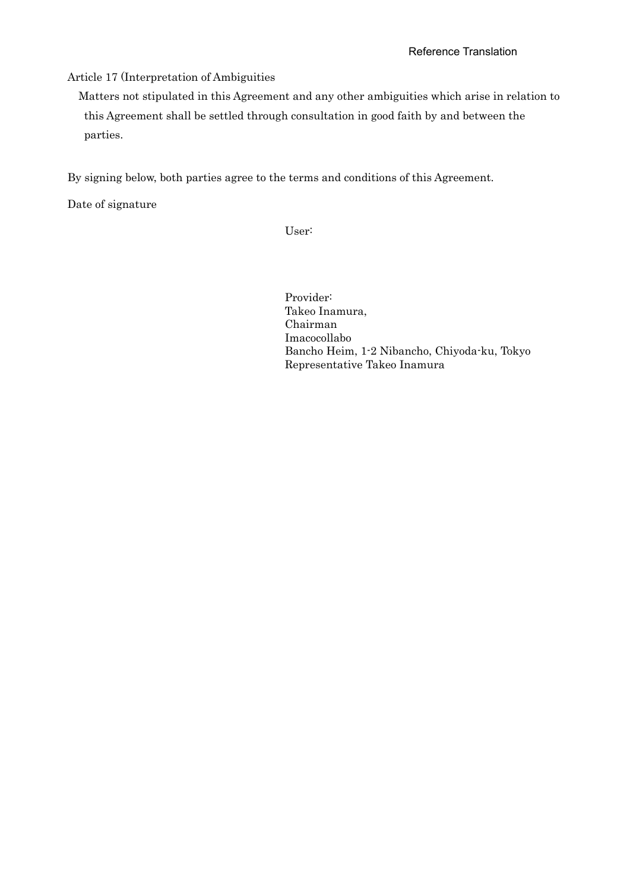Reference Translation

Article 17 (Interpretation of Ambiguities

Matters not stipulated in this Agreement and any other ambiguities which arise in relation to this Agreement shall be settled through consultation in good faith by and between the parties.

By signing below, both parties agree to the terms and conditions of this Agreement.

Date of signature

User:

Provider:
Takeo Inamura,
Chairman
Imacocollabo
Bancho Heim, 1-2 Nibancho, Chiyoda-ku, Tokyo
Representative Takeo Inamura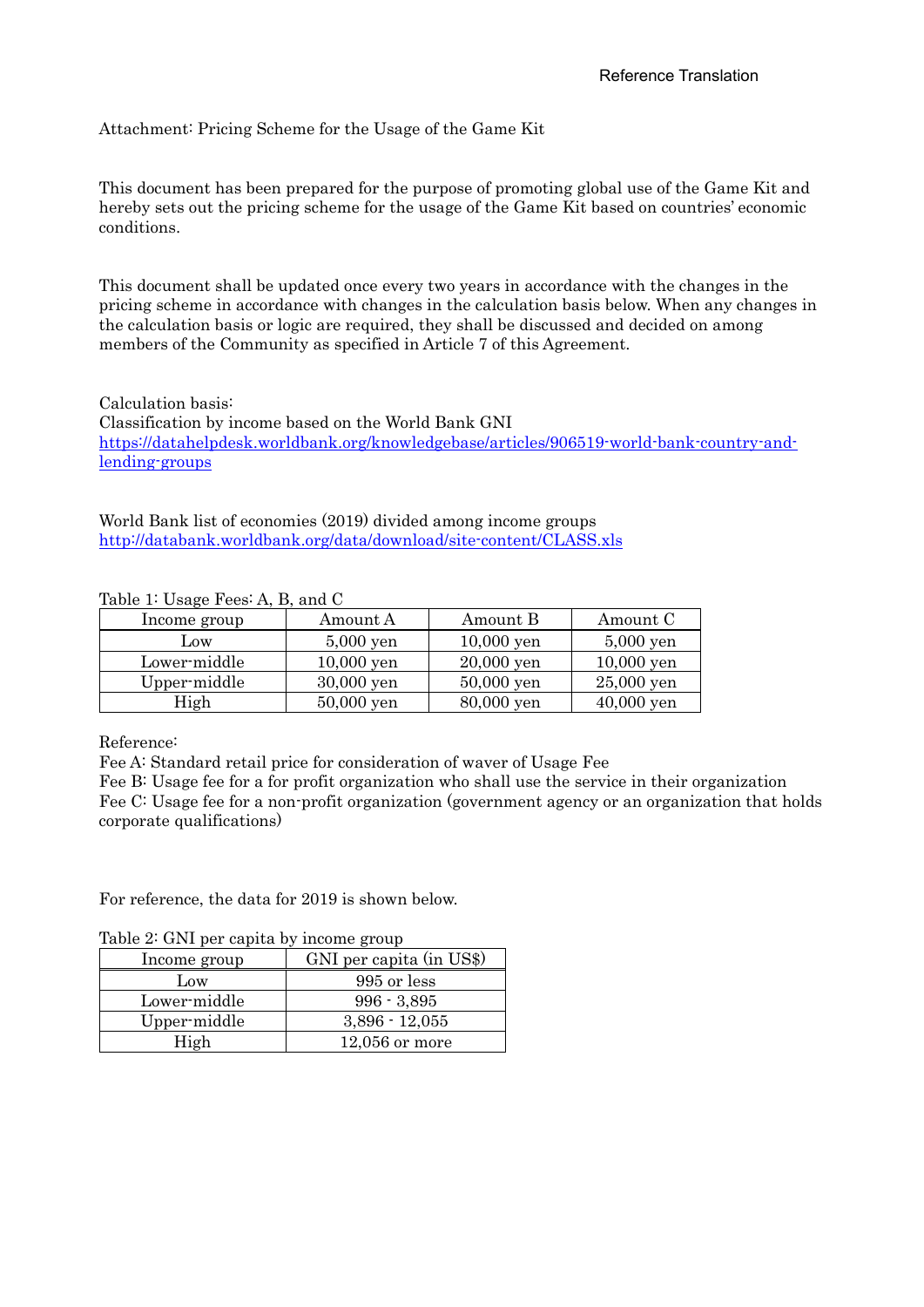Reference Translation

Attachment: Pricing Scheme for the Usage of the Game Kit

This document has been prepared for the purpose of promoting global use of the Game Kit and hereby sets out the pricing scheme for the usage of the Game Kit based on countries' economic conditions.

This document shall be updated once every two years in accordance with the changes in the pricing scheme in accordance with changes in the calculation basis below. When any changes in the calculation basis or logic are required, they shall be discussed and decided on among members of the Community as specified in Article 7 of this Agreement.

Calculation basis:
Classification by income based on the World Bank GNI
https://datahelpdesk.worldbank.org/knowledgebase/articles/906519-world-bank-country-and-lending-groups

World Bank list of economies (2019) divided among income groups
http://databank.worldbank.org/data/download/site-content/CLASS.xls

Table 1: Usage Fees: A, B, and C

| Income group | Amount A | Amount B | Amount C |
|---|---|---|---|
| Low | 5,000 yen | 10,000 yen | 5,000 yen |
| Lower-middle | 10,000 yen | 20,000 yen | 10,000 yen |
| Upper-middle | 30,000 yen | 50,000 yen | 25,000 yen |
| High | 50,000 yen | 80,000 yen | 40,000 yen |

Reference:
Fee A: Standard retail price for consideration of waver of Usage Fee
Fee B: Usage fee for a for profit organization who shall use the service in their organization
Fee C: Usage fee for a non-profit organization (government agency or an organization that holds corporate qualifications)

For reference, the data for 2019 is shown below.

Table 2: GNI per capita by income group

| Income group | GNI per capita (in US$) |
|---|---|
| Low | 995 or less |
| Lower-middle | 996 - 3,895 |
| Upper-middle | 3,896 - 12,055 |
| High | 12,056 or more |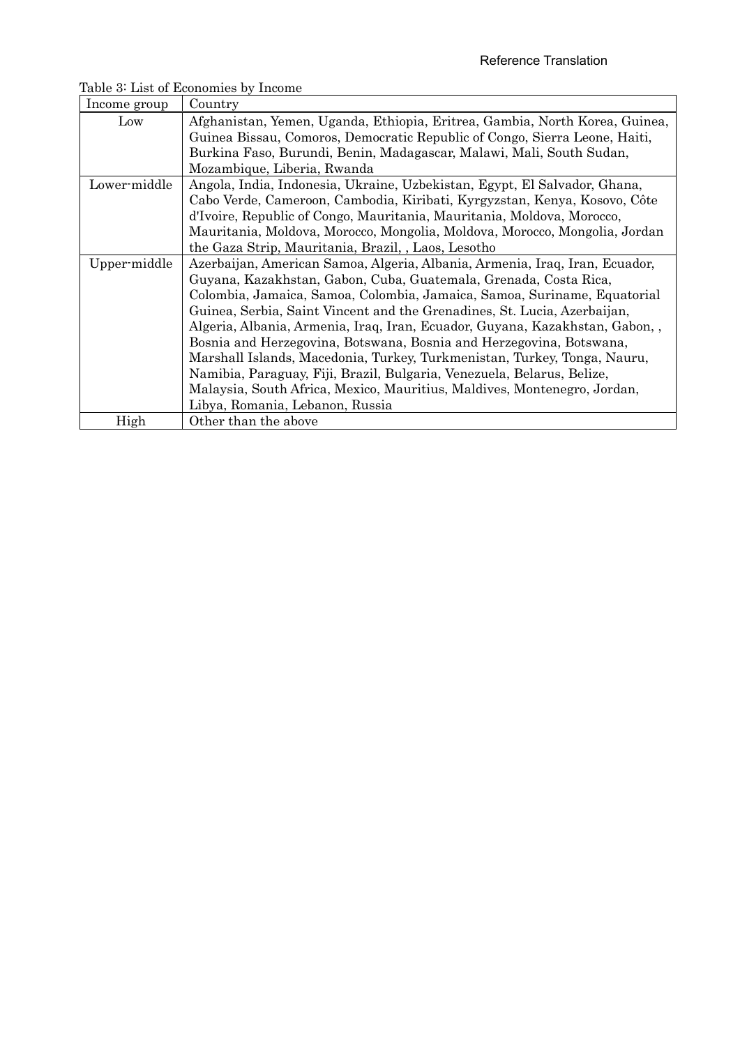Reference Translation

Table 3: List of Economies by Income

| Income group | Country |
|---|---|
| Low | Afghanistan, Yemen, Uganda, Ethiopia, Eritrea, Gambia, North Korea, Guinea, Guinea Bissau, Comoros, Democratic Republic of Congo, Sierra Leone, Haiti, Burkina Faso, Burundi, Benin, Madagascar, Malawi, Mali, South Sudan, Mozambique, Liberia, Rwanda |
| Lower-middle | Angola, India, Indonesia, Ukraine, Uzbekistan, Egypt, El Salvador, Ghana, Cabo Verde, Cameroon, Cambodia, Kiribati, Kyrgyzstan, Kenya, Kosovo, Côte d'Ivoire, Republic of Congo, Mauritania, Mauritania, Moldova, Morocco, Mauritania, Moldova, Morocco, Mongolia, Moldova, Morocco, Mongolia, Jordan the Gaza Strip, Mauritania, Brazil, , Laos, Lesotho |
| Upper-middle | Azerbaijan, American Samoa, Algeria, Albania, Armenia, Iraq, Iran, Ecuador, Guyana, Kazakhstan, Gabon, Cuba, Guatemala, Grenada, Costa Rica, Colombia, Jamaica, Samoa, Colombia, Jamaica, Samoa, Suriname, Equatorial Guinea, Serbia, Saint Vincent and the Grenadines, St. Lucia, Azerbaijan, Algeria, Albania, Armenia, Iraq, Iran, Ecuador, Guyana, Kazakhstan, Gabon, , Bosnia and Herzegovina, Botswana, Bosnia and Herzegovina, Botswana, Marshall Islands, Macedonia, Turkey, Turkmenistan, Turkey, Tonga, Nauru, Namibia, Paraguay, Fiji, Brazil, Bulgaria, Venezuela, Belarus, Belize, Malaysia, South Africa, Mexico, Mauritius, Maldives, Montenegro, Jordan, Libya, Romania, Lebanon, Russia |
| High | Other than the above |